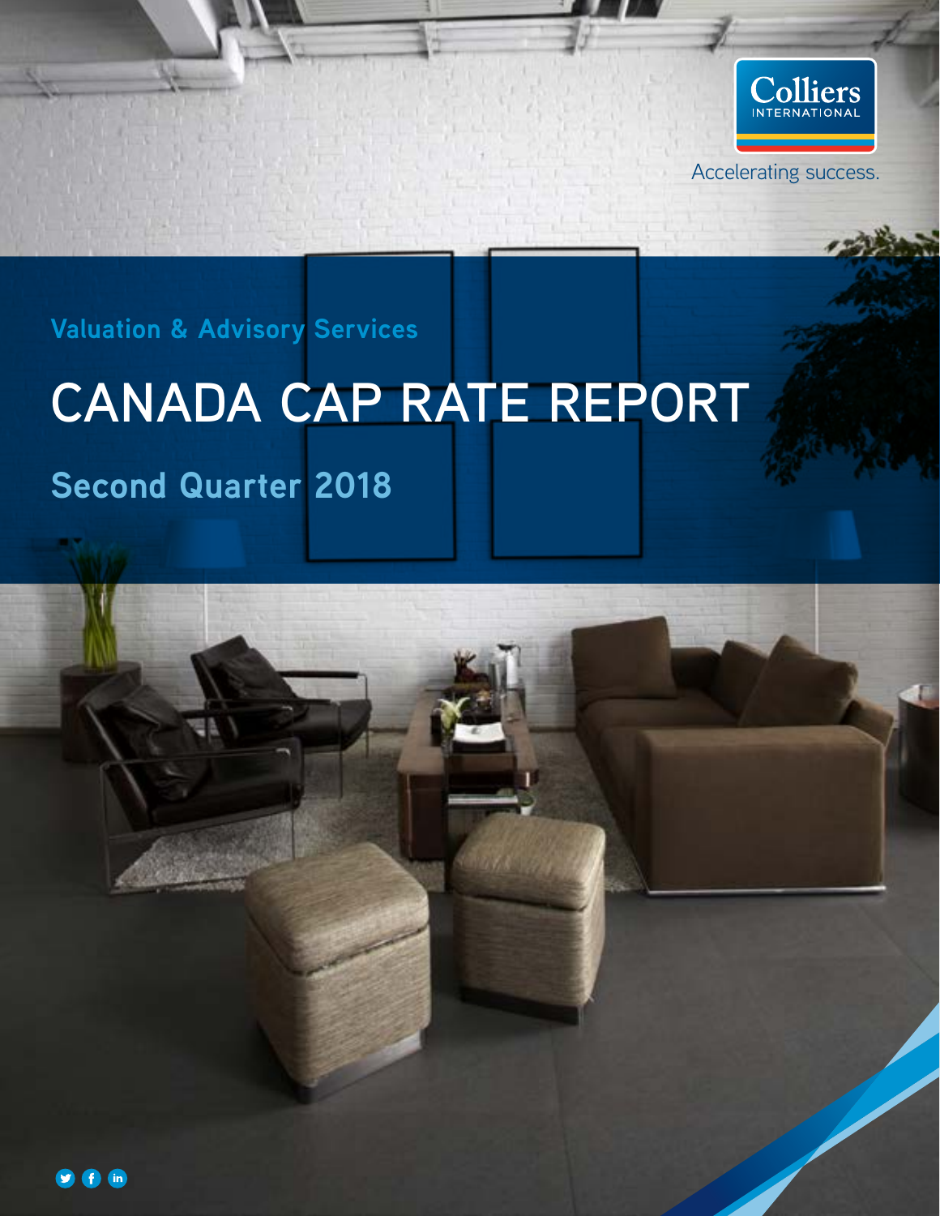Colliers INTERNATIONAL

Accelerating success.

**Valuation & Advisory Services**

# CANADA CAP RATE REPORT

## Second Quarter 2018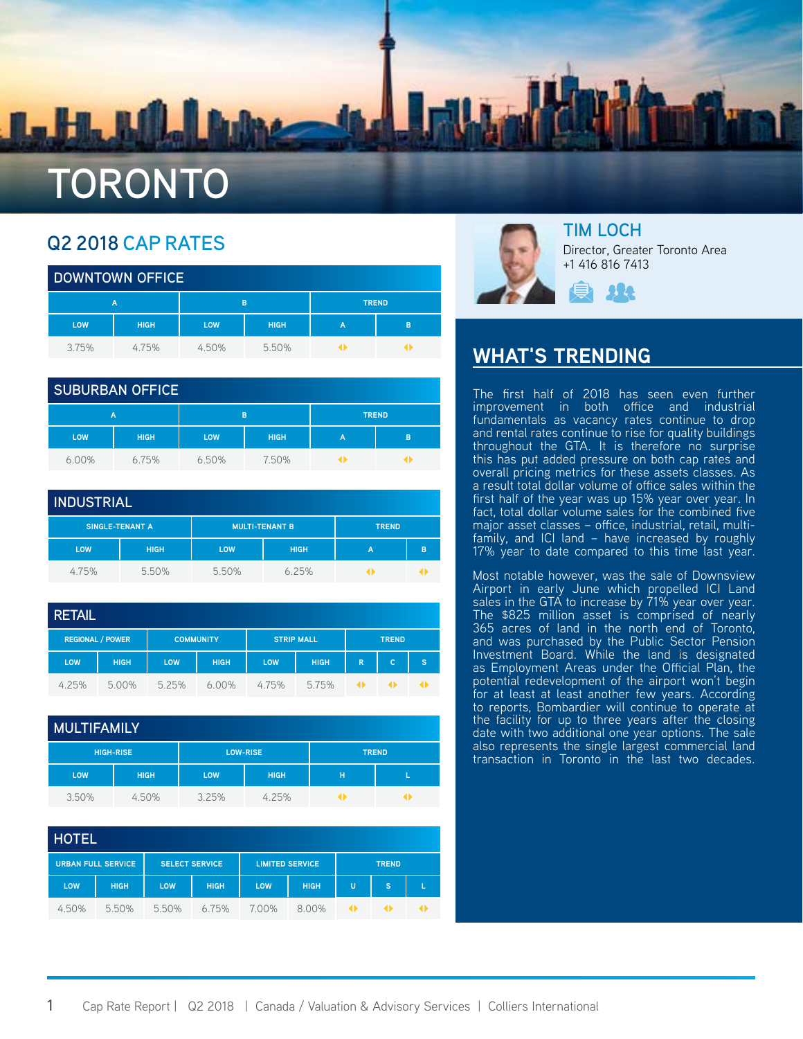# TORONTO

## Q2 2018 CAP RATES

### DOWNTOWN OFFICE

| A | | B | | TREND | |
|---|---|---|---|---|---|
| LOW | HIGH | LOW | HIGH | A | B |
| 3.75% | 4.75% | 4.50% | 5.50% | ◆ | ◆ |

### SUBURBAN OFFICE

| A | | B | | TREND | |
|---|---|---|---|---|---|
| LOW | HIGH | LOW | HIGH | A | B |
| 6.00% | 6.75% | 6.50% | 7.50% | ◆ | ◆ |

### INDUSTRIAL

| SINGLE-TENANT A | | MULTI-TENANT B | | TREND | |
|---|---|---|---|---|---|
| LOW | HIGH | LOW | HIGH | A | B |
| 4.75% | 5.50% | 5.50% | 6.25% | ◆ | ◆ |

### RETAIL

| REGIONAL / POWER | | COMMUNITY | | STRIP MALL | | TREND | | |
|---|---|---|---|---|---|---|---|---|
| LOW | HIGH | LOW | HIGH | LOW | HIGH | R | C | S |
| 4.25% | 5.00% | 5.25% | 6.00% | 4.75% | 5.75% | ◆ | ◆ | ◆ |

### MULTIFAMILY

| HIGH-RISE | | LOW-RISE | | TREND | |
|---|---|---|---|---|---|
| LOW | HIGH | LOW | HIGH | H | L |
| 3.50% | 4.50% | 3.25% | 4.25% | ◆ | ◆ |

### HOTEL

| URBAN FULL SERVICE | | SELECT SERVICE | | LIMITED SERVICE | | TREND | | |
|---|---|---|---|---|---|---|---|---|
| LOW | HIGH | LOW | HIGH | LOW | HIGH | U | S | L |
| 4.50% | 5.50% | 5.50% | 6.75% | 7.00% | 8.00% | ◆ | ◆ | ◆ |

**TIM LOCH**
Director, Greater Toronto Area
+1 416 816 7413

## WHAT'S TRENDING

The first half of 2018 has seen even further improvement in both office and industrial fundamentals as vacancy rates continue to drop and rental rates continue to rise for quality buildings throughout the GTA. It is therefore no surprise this has put added pressure on both cap rates and overall pricing metrics for these assets classes. As a result total dollar volume of office sales within the first half of the year was up 15% year over year. In fact, total dollar volume sales for the combined five major asset classes – office, industrial, retail, multi-family, and ICI land – have increased by roughly 17% year to date compared to this time last year.

Most notable however, was the sale of Downsview Airport in early June which propelled ICI Land sales in the GTA to increase by 71% year over year. The $825 million asset is comprised of nearly 365 acres of land in the north end of Toronto, and was purchased by the Public Sector Pension Investment Board. While the land is designated as Employment Areas under the Official Plan, the potential redevelopment of the airport won't begin for at least at least another few years. According to reports, Bombardier will continue to operate at the facility for up to three years after the closing date with two additional one year options. The sale also represents the single largest commercial land transaction in Toronto in the last two decades.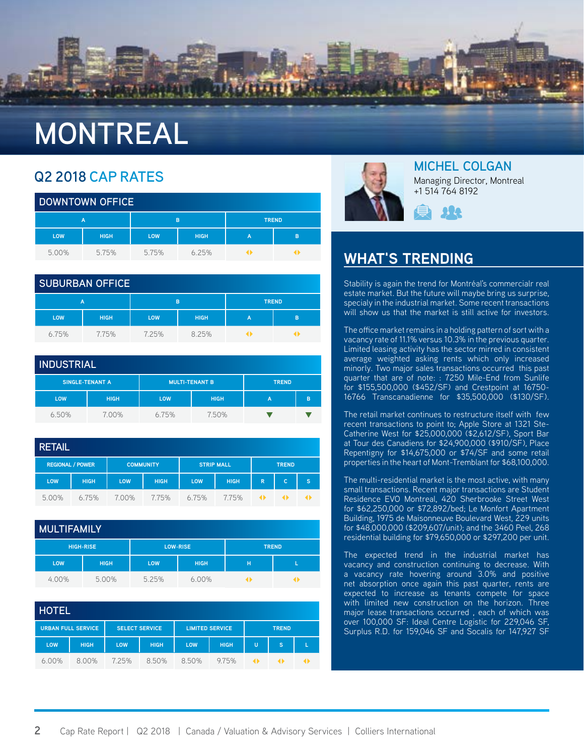# MONTREAL

## Q2 2018 CAP RATES

### DOWNTOWN OFFICE

| A | | B | | TREND | |
|---|---|---|---|---|---|
| LOW | HIGH | LOW | HIGH | A | B |
| 5.00% | 5.75% | 5.75% | 6.25% | ◆ | ◆ |

### SUBURBAN OFFICE

| A | | B | | TREND | |
|---|---|---|---|---|---|
| LOW | HIGH | LOW | HIGH | A | B |
| 6.75% | 7.75% | 7.25% | 8.25% | ◆ | ◆ |

### INDUSTRIAL

| SINGLE-TENANT A | | MULTI-TENANT B | | TREND | |
|---|---|---|---|---|---|
| LOW | HIGH | LOW | HIGH | A | B |
| 6.50% | 7.00% | 6.75% | 7.50% | ▼ | ▼ |

### RETAIL

| REGIONAL / POWER | | COMMUNITY | | STRIP MALL | | TREND | | |
|---|---|---|---|---|---|---|---|---|
| LOW | HIGH | LOW | HIGH | LOW | HIGH | R | C | S |
| 5.00% | 6.75% | 7.00% | 7.75% | 6.75% | 7.75% | ◆ | ◆ | ◆ |

### MULTIFAMILY

| HIGH-RISE | | LOW-RISE | | TREND | |
|---|---|---|---|---|---|
| LOW | HIGH | LOW | HIGH | H | L |
| 4.00% | 5.00% | 5.25% | 6.00% | ◆ | ◆ |

### HOTEL

| URBAN FULL SERVICE | | SELECT SERVICE | | LIMITED SERVICE | | TREND | | |
|---|---|---|---|---|---|---|---|---|
| LOW | HIGH | LOW | HIGH | LOW | HIGH | U | S | L |
| 6.00% | 8.00% | 7.25% | 8.50% | 8.50% | 9.75% | ◆ | ◆ | ◆ |

**MICHEL COLGAN**
Managing Director, Montreal
+1 514 764 8192

## WHAT'S TRENDING

Stability is again the trend for Montréal's commercialr real estate market. But the future will maybe bring us surprise, specialy in the industrial market. Some recent transactions will show us that the market is still active for investors.

The office market remains in a holding pattern of sort with a vacancy rate of 11.1% versus 10.3% in the previous quarter. Limited leasing activity has the sector mirred in consistent average weighted asking rents which only increased minorly. Two major sales transactions occurred this past quarter that are of note: : 7250 Mile-End from Sunlife for $155,500,000 ($452/SF) and Crestpoint at 16750-16766 Transcanadienne for $35,500,000 ($130/SF).

The retail market continues to restructure itself with few recent transactions to point to; Apple Store at 1321 Ste-Catherine West for $25,000,000 ($2,612/SF), Sport Bar at Tour des Canadiens for $24,900,000 ($910/SF), Place Repentigny for $14,675,000 or $74/SF and some retail properties in the heart of Mont-Tremblant for $68,100,000.

The multi-residential market is the most active, with many small transactions. Recent major transactions are Student Residence EVO Montreal, 420 Sherbrooke Street West for $62,250,000 or $72,892/bed; Le Monfort Apartment Building, 1975 de Maisonneuve Boulevard West, 229 units for $48,000,000 ($209,607/unit); and the 3460 Peel, 268 residential building for $79,650,000 or $297,200 per unit.

The expected trend in the industrial market has vacancy and construction continuing to decrease. With a vacancy rate hovering around 3.0% and positive net absorption once again this past quarter, rents are expected to increase as tenants compete for space with limited new construction on the horizon. Three major lease transactions occurred , each of which was over 100,000 SF: Ideal Centre Logistic for 229,046 SF, Surplus R.D. for 159,046 SF and Socalis for 147,927 SF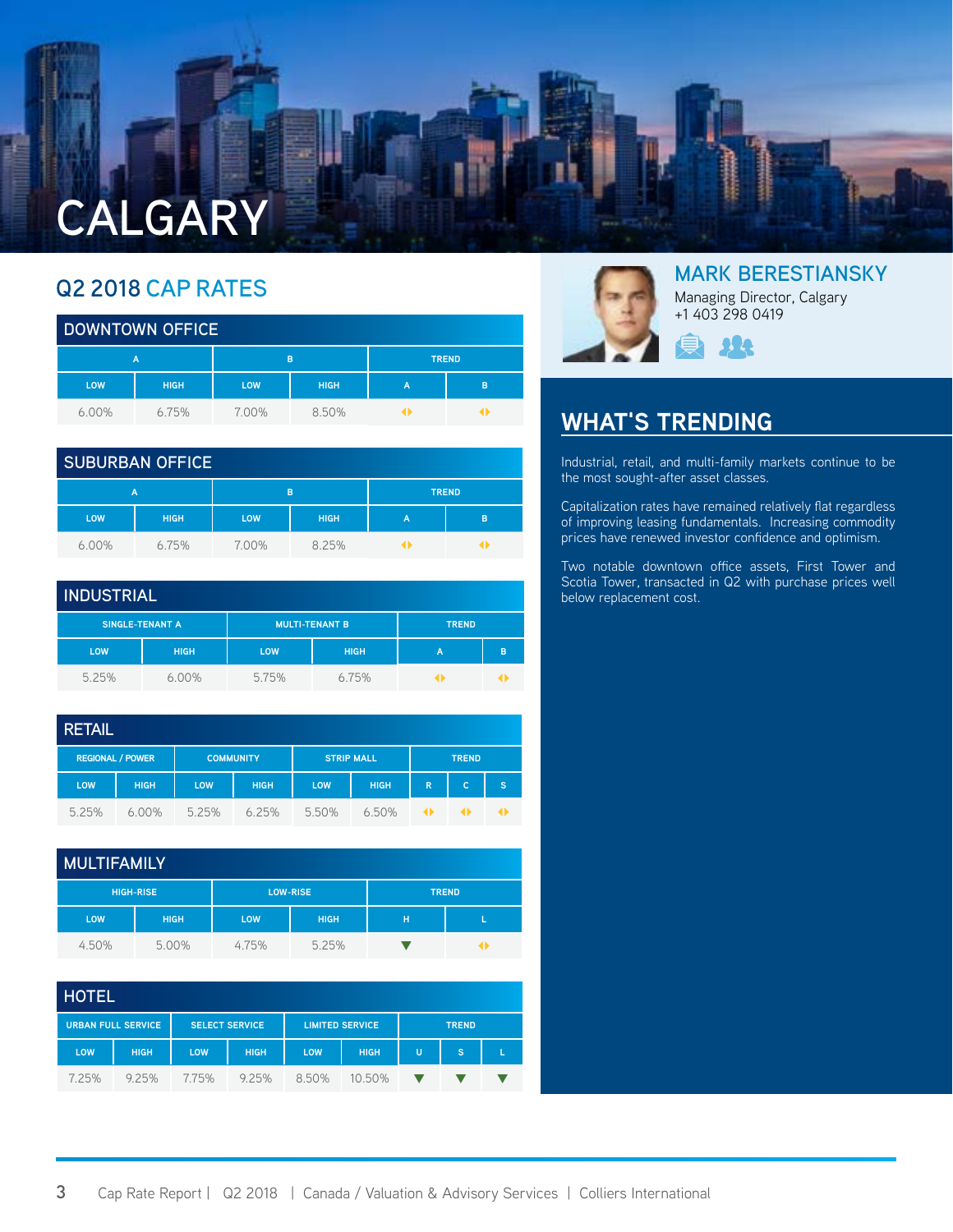# CALGARY

## Q2 2018 CAP RATES

### DOWNTOWN OFFICE

| A | | B | | TREND | |
|---|---|---|---|---|---|
| LOW | HIGH | LOW | HIGH | A | B |
| 6.00% | 6.75% | 7.00% | 8.50% | ◆ | ◆ |

### SUBURBAN OFFICE

| A | | B | | TREND | |
|---|---|---|---|---|---|
| LOW | HIGH | LOW | HIGH | A | B |
| 6.00% | 6.75% | 7.00% | 8.25% | ◆ | ◆ |

### INDUSTRIAL

| SINGLE-TENANT A | | MULTI-TENANT B | | TREND | |
|---|---|---|---|---|---|
| LOW | HIGH | LOW | HIGH | A | B |
| 5.25% | 6.00% | 5.75% | 6.75% | ◆ | ◆ |

### RETAIL

| REGIONAL / POWER | | COMMUNITY | | STRIP MALL | | TREND | | |
|---|---|---|---|---|---|---|---|---|
| LOW | HIGH | LOW | HIGH | LOW | HIGH | R | C | S |
| 5.25% | 6.00% | 5.25% | 6.25% | 5.50% | 6.50% | ◆ | ◆ | ◆ |

### MULTIFAMILY

| HIGH-RISE | | LOW-RISE | | TREND | |
|---|---|---|---|---|---|
| LOW | HIGH | LOW | HIGH | H | L |
| 4.50% | 5.00% | 4.75% | 5.25% | ▼ | ◆ |

### HOTEL

| URBAN FULL SERVICE | | SELECT SERVICE | | LIMITED SERVICE | | TREND | | |
|---|---|---|---|---|---|---|---|---|
| LOW | HIGH | LOW | HIGH | LOW | HIGH | U | S | L |
| 7.25% | 9.25% | 7.75% | 9.25% | 8.50% | 10.50% | ▼ | ▼ | ▼ |

## MARK BERESTIANSKY

Managing Director, Calgary
+1 403 298 0419

## WHAT'S TRENDING

Industrial, retail, and multi-family markets continue to be the most sought-after asset classes.

Capitalization rates have remained relatively flat regardless of improving leasing fundamentals. Increasing commodity prices have renewed investor confidence and optimism.

Two notable downtown office assets, First Tower and Scotia Tower, transacted in Q2 with purchase prices well below replacement cost.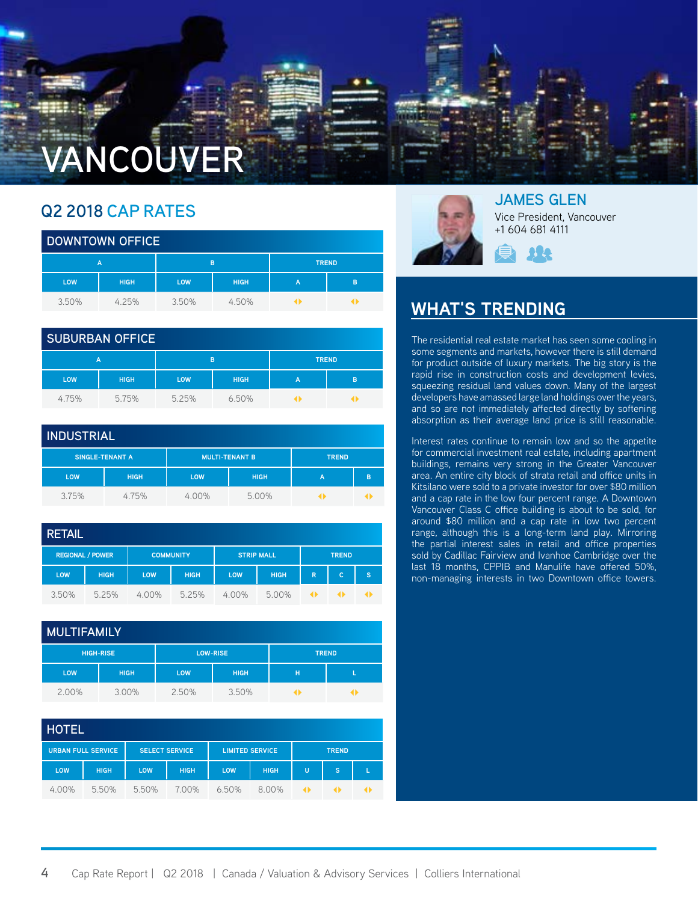# VANCOUVER

## Q2 2018 CAP RATES

### DOWNTOWN OFFICE

| A | | B | | TREND | |
|---|---|---|---|---|---|
| LOW | HIGH | LOW | HIGH | A | B |
| 3.50% | 4.25% | 3.50% | 4.50% | ◆ | ◆ |

### SUBURBAN OFFICE

| A | | B | | TREND | |
|---|---|---|---|---|---|
| LOW | HIGH | LOW | HIGH | A | B |
| 4.75% | 5.75% | 5.25% | 6.50% | ◆ | ◆ |

### INDUSTRIAL

| SINGLE-TENANT A | | MULTI-TENANT B | | TREND | |
|---|---|---|---|---|---|
| LOW | HIGH | LOW | HIGH | A | B |
| 3.75% | 4.75% | 4.00% | 5.00% | ◆ | ◆ |

### RETAIL

| REGIONAL / POWER | | COMMUNITY | | STRIP MALL | | TREND | | |
|---|---|---|---|---|---|---|---|---|
| LOW | HIGH | LOW | HIGH | LOW | HIGH | R | C | S |
| 3.50% | 5.25% | 4.00% | 5.25% | 4.00% | 5.00% | ◆ | ◆ | ◆ |

### MULTIFAMILY

| HIGH-RISE | | LOW-RISE | | TREND | |
|---|---|---|---|---|---|
| LOW | HIGH | LOW | HIGH | H | L |
| 2.00% | 3.00% | 2.50% | 3.50% | ◆ | ◆ |

### HOTEL

| URBAN FULL SERVICE | | SELECT SERVICE | | LIMITED SERVICE | | TREND | | |
|---|---|---|---|---|---|---|---|---|
| LOW | HIGH | LOW | HIGH | LOW | HIGH | U | S | L |
| 4.00% | 5.50% | 5.50% | 7.00% | 6.50% | 8.00% | ◆ | ◆ | ◆ |

## JAMES GLEN

Vice President, Vancouver
+1 604 681 4111

## WHAT'S TRENDING

The residential real estate market has seen some cooling in some segments and markets, however there is still demand for product outside of luxury markets. The big story is the rapid rise in construction costs and development levies, squeezing residual land values down. Many of the largest developers have amassed large land holdings over the years, and so are not immediately affected directly by softening absorption as their average land price is still reasonable.

Interest rates continue to remain low and so the appetite for commercial investment real estate, including apartment buildings, remains very strong in the Greater Vancouver area. An entire city block of strata retail and office units in Kitsilano were sold to a private investor for over $80 million and a cap rate in the low four percent range. A Downtown Vancouver Class C office building is about to be sold, for around $80 million and a cap rate in low two percent range, although this is a long-term land play. Mirroring the partial interest sales in retail and office properties sold by Cadillac Fairview and Ivanhoe Cambridge over the last 18 months, CPPIB and Manulife have offered 50%, non-managing interests in two Downtown office towers.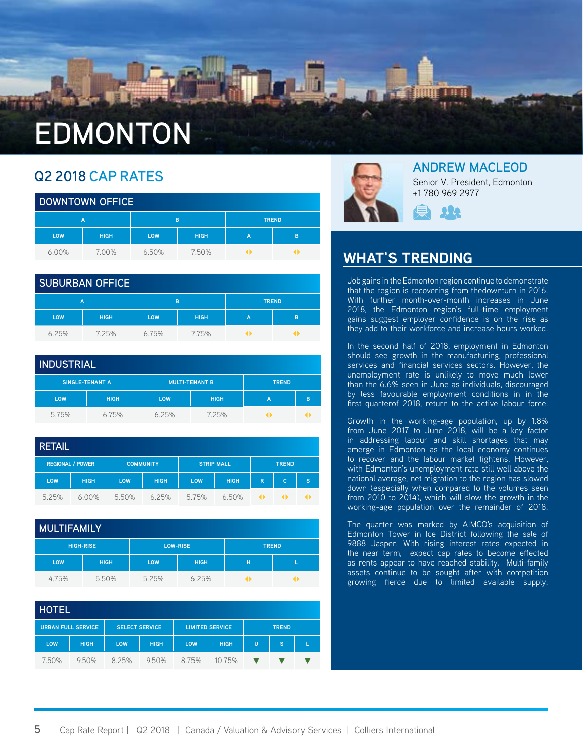# EDMONTON

## Q2 2018 CAP RATES

### DOWNTOWN OFFICE

| A | | B | | TREND | |
|---|---|---|---|---|---|
| LOW | HIGH | LOW | HIGH | A | B |
| 6.00% | 7.00% | 6.50% | 7.50% | ◂▸ | ◂▸ |

### SUBURBAN OFFICE

| A | | B | | TREND | |
|---|---|---|---|---|---|
| LOW | HIGH | LOW | HIGH | A | B |
| 6.25% | 7.25% | 6.75% | 7.75% | ◂▸ | ◂▸ |

### INDUSTRIAL

| SINGLE-TENANT A | | MULTI-TENANT B | | TREND | |
|---|---|---|---|---|---|
| LOW | HIGH | LOW | HIGH | A | B |
| 5.75% | 6.75% | 6.25% | 7.25% | ◂▸ | ◂▸ |

### RETAIL

| REGIONAL / POWER | | COMMUNITY | | STRIP MALL | | TREND | | |
|---|---|---|---|---|---|---|---|---|
| LOW | HIGH | LOW | HIGH | LOW | HIGH | R | C | S |
| 5.25% | 6.00% | 5.50% | 6.25% | 5.75% | 6.50% | ◂▸ | ◂▸ | ◂▸ |

### MULTIFAMILY

| HIGH-RISE | | LOW-RISE | | TREND | |
|---|---|---|---|---|---|
| LOW | HIGH | LOW | HIGH | H | L |
| 4.75% | 5.50% | 5.25% | 6.25% | ◂▸ | ◂▸ |

### HOTEL

| URBAN FULL SERVICE | | SELECT SERVICE | | LIMITED SERVICE | | TREND | | |
|---|---|---|---|---|---|---|---|---|
| LOW | HIGH | LOW | HIGH | LOW | HIGH | U | S | L |
| 7.50% | 9.50% | 8.25% | 9.50% | 8.75% | 10.75% | ▼ | ▼ | ▼ |

## ANDREW MACLEOD

Senior V. President, Edmonton
+1 780 969 2977

## WHAT'S TRENDING

Job gains in the Edmonton region continue to demonstrate that the region is recovering from thedownturn in 2016. With further month-over-month increases in June 2018, the Edmonton region's full-time employment gains suggest employer confidence is on the rise as they add to their workforce and increase hours worked.

In the second half of 2018, employment in Edmonton should see growth in the manufacturing, professional services and financial services sectors. However, the unemployment rate is unlikely to move much lower than the 6.6% seen in June as individuals, discouraged by less favourable employment conditions in in the first quarterof 2018, return to the active labour force.

Growth in the working-age population, up by 1.8% from June 2017 to June 2018, will be a key factor in addressing labour and skill shortages that may emerge in Edmonton as the local economy continues to recover and the labour market tightens. However, with Edmonton's unemployment rate still well above the national average, net migration to the region has slowed down (especially when compared to the volumes seen from 2010 to 2014), which will slow the growth in the working-age population over the remainder of 2018.

The quarter was marked by AIMCO's acquisition of Edmonton Tower in Ice District following the sale of 9888 Jasper. With rising interest rates expected in the near term, expect cap rates to become effected as rents appear to have reached stability. Multi-family assets continue to be sought after with competition growing fierce due to limited available supply.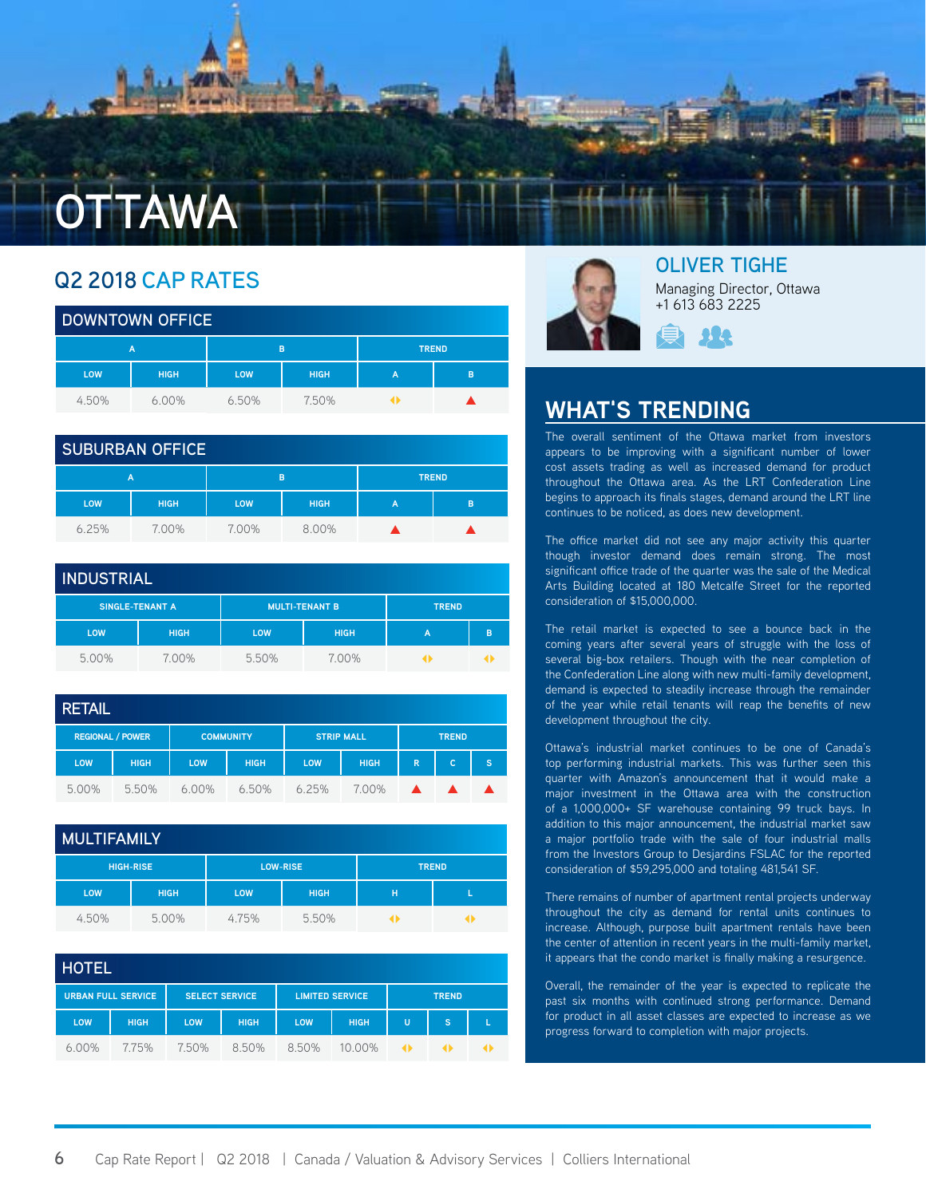# OTTAWA

## Q2 2018 CAP RATES

### DOWNTOWN OFFICE

| A | | B | | TREND | |
|---|---|---|---|---|---|
| LOW | HIGH | LOW | HIGH | A | B |
| 4.50% | 6.00% | 6.50% | 7.50% | ◆ | ▲ |

### SUBURBAN OFFICE

| A | | B | | TREND | |
|---|---|---|---|---|---|
| LOW | HIGH | LOW | HIGH | A | B |
| 6.25% | 7.00% | 7.00% | 8.00% | ▲ | ▲ |

### INDUSTRIAL

| SINGLE-TENANT A | | MULTI-TENANT B | | TREND | |
|---|---|---|---|---|---|
| LOW | HIGH | LOW | HIGH | A | B |
| 5.00% | 7.00% | 5.50% | 7.00% | ◆ | ◆ |

### RETAIL

| REGIONAL / POWER | | COMMUNITY | | STRIP MALL | | TREND | | |
|---|---|---|---|---|---|---|---|---|
| LOW | HIGH | LOW | HIGH | LOW | HIGH | R | C | S |
| 5.00% | 5.50% | 6.00% | 6.50% | 6.25% | 7.00% | ▲ | ▲ | ▲ |

### MULTIFAMILY

| HIGH-RISE | | LOW-RISE | | TREND | |
|---|---|---|---|---|---|
| LOW | HIGH | LOW | HIGH | H | L |
| 4.50% | 5.00% | 4.75% | 5.50% | ◆ | ◆ |

### HOTEL

| URBAN FULL SERVICE | | SELECT SERVICE | | LIMITED SERVICE | | TREND | | |
|---|---|---|---|---|---|---|---|---|
| LOW | HIGH | LOW | HIGH | LOW | HIGH | U | S | L |
| 6.00% | 7.75% | 7.50% | 8.50% | 8.50% | 10.00% | ◆ | ◆ | ◆ |

## OLIVER TIGHE

Managing Director, Ottawa
+1 613 683 2225

## WHAT'S TRENDING

The overall sentiment of the Ottawa market from investors appears to be improving with a significant number of lower cost assets trading as well as increased demand for product throughout the Ottawa area. As the LRT Confederation Line begins to approach its finals stages, demand around the LRT line continues to be noticed, as does new development.

The office market did not see any major activity this quarter though investor demand does remain strong. The most significant office trade of the quarter was the sale of the Medical Arts Building located at 180 Metcalfe Street for the reported consideration of $15,000,000.

The retail market is expected to see a bounce back in the coming years after several years of struggle with the loss of several big-box retailers. Though with the near completion of the Confederation Line along with new multi-family development, demand is expected to steadily increase through the remainder of the year while retail tenants will reap the benefits of new development throughout the city.

Ottawa's industrial market continues to be one of Canada's top performing industrial markets. This was further seen this quarter with Amazon's announcement that it would make a major investment in the Ottawa area with the construction of a 1,000,000+ SF warehouse containing 99 truck bays. In addition to this major announcement, the industrial market saw a major portfolio trade with the sale of four industrial malls from the Investors Group to Desjardins FSLAC for the reported consideration of $59,295,000 and totaling 481,541 SF.

There remains of number of apartment rental projects underway throughout the city as demand for rental units continues to increase. Although, purpose built apartment rentals have been the center of attention in recent years in the multi-family market, it appears that the condo market is finally making a resurgence.

Overall, the remainder of the year is expected to replicate the past six months with continued strong performance. Demand for product in all asset classes are expected to increase as we progress forward to completion with major projects.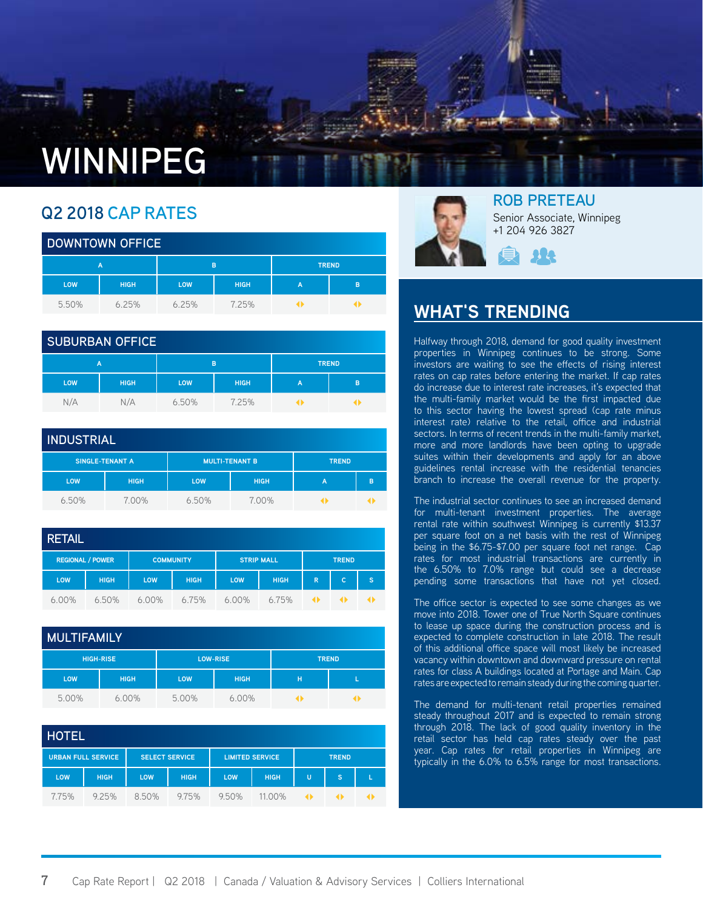# WINNIPEG

## Q2 2018 CAP RATES

### DOWNTOWN OFFICE

| A | | B | | TREND | |
|---|---|---|---|---|---|
| LOW | HIGH | LOW | HIGH | A | B |
| 5.50% | 6.25% | 6.25% | 7.25% | ◆ | ◆ |

### SUBURBAN OFFICE

| A | | B | | TREND | |
|---|---|---|---|---|---|
| LOW | HIGH | LOW | HIGH | A | B |
| N/A | N/A | 6.50% | 7.25% | ◆ | ◆ |

### INDUSTRIAL

| SINGLE-TENANT A | | MULTI-TENANT B | | TREND | |
|---|---|---|---|---|---|
| LOW | HIGH | LOW | HIGH | A | B |
| 6.50% | 7.00% | 6.50% | 7.00% | ◆ | ◆ |

### RETAIL

| REGIONAL / POWER | | COMMUNITY | | STRIP MALL | | TREND | | |
|---|---|---|---|---|---|---|---|---|
| LOW | HIGH | LOW | HIGH | LOW | HIGH | R | C | S |
| 6.00% | 6.50% | 6.00% | 6.75% | 6.00% | 6.75% | ◆ | ◆ | ◆ |

### MULTIFAMILY

| HIGH-RISE | | LOW-RISE | | TREND | |
|---|---|---|---|---|---|
| LOW | HIGH | LOW | HIGH | H | L |
| 5.00% | 6.00% | 5.00% | 6.00% | ◆ | ◆ |

### HOTEL

| URBAN FULL SERVICE | | SELECT SERVICE | | LIMITED SERVICE | | TREND | | |
|---|---|---|---|---|---|---|---|---|
| LOW | HIGH | LOW | HIGH | LOW | HIGH | U | S | L |
| 7.75% | 9.25% | 8.50% | 9.75% | 9.50% | 11.00% | ◆ | ◆ | ◆ |

## ROB PRETEAU

Senior Associate, Winnipeg
+1 204 926 3827

## WHAT'S TRENDING

Halfway through 2018, demand for good quality investment properties in Winnipeg continues to be strong. Some investors are waiting to see the effects of rising interest rates on cap rates before entering the market. If cap rates do increase due to interest rate increases, it's expected that the multi-family market would be the first impacted due to this sector having the lowest spread (cap rate minus interest rate) relative to the retail, office and industrial sectors. In terms of recent trends in the multi-family market, more and more landlords have been opting to upgrade suites within their developments and apply for an above guidelines rental increase with the residential tenancies branch to increase the overall revenue for the property.

The industrial sector continues to see an increased demand for multi-tenant investment properties. The average rental rate within southwest Winnipeg is currently $13.37 per square foot on a net basis with the rest of Winnipeg being in the $6.75-$7.00 per square foot net range. Cap rates for most industrial transactions are currently in the 6.50% to 7.0% range but could see a decrease pending some transactions that have not yet closed.

The office sector is expected to see some changes as we move into 2018. Tower one of True North Square continues to lease up space during the construction process and is expected to complete construction in late 2018. The result of this additional office space will most likely be increased vacancy within downtown and downward pressure on rental rates for class A buildings located at Portage and Main. Cap rates are expected to remain steady during the coming quarter.

The demand for multi-tenant retail properties remained steady throughout 2017 and is expected to remain strong through 2018. The lack of good quality inventory in the retail sector has held cap rates steady over the past year. Cap rates for retail properties in Winnipeg are typically in the 6.0% to 6.5% range for most transactions.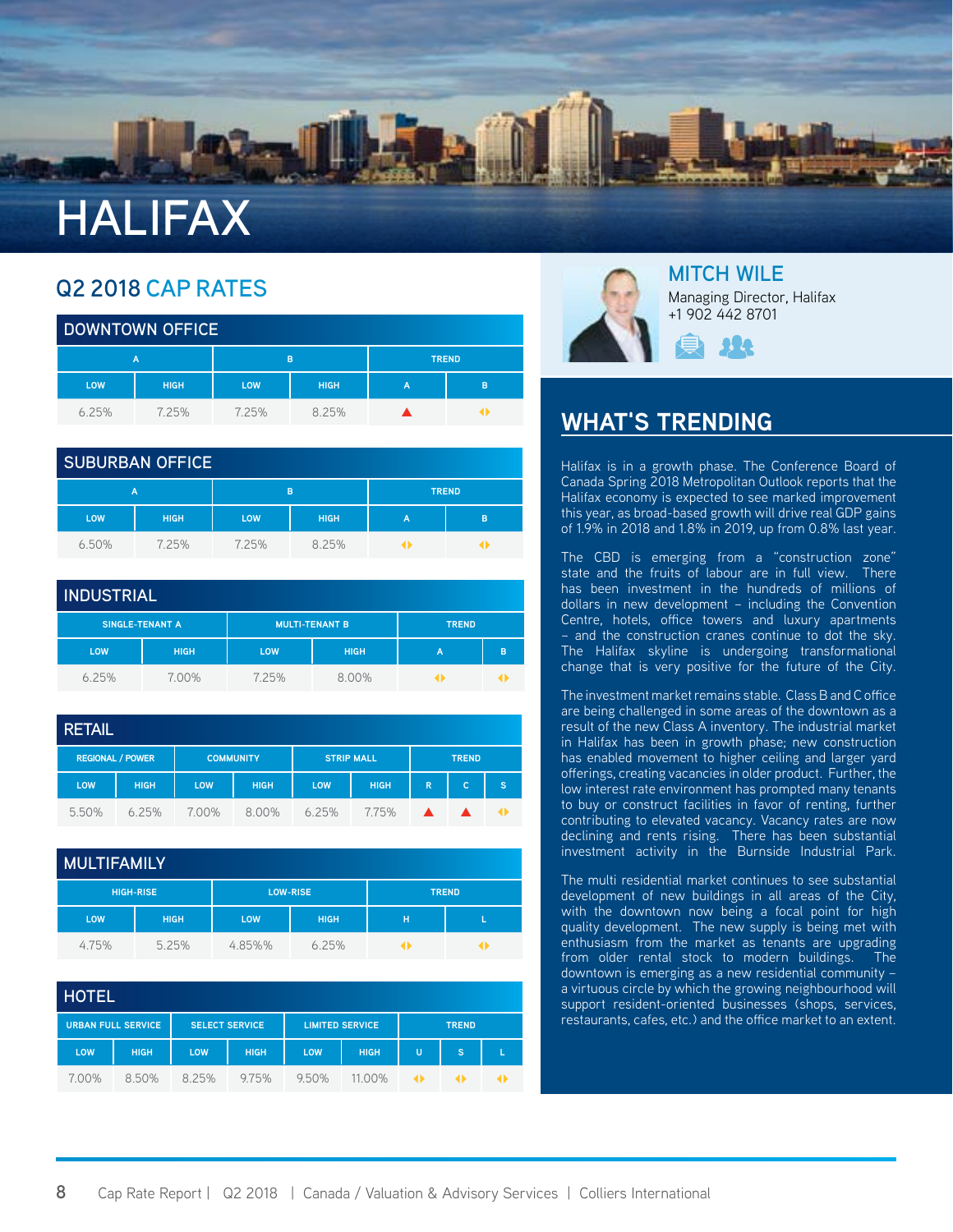# HALIFAX

## Q2 2018 CAP RATES

### DOWNTOWN OFFICE

| A | | B | | TREND | |
|---|---|---|---|---|---|
| LOW | HIGH | LOW | HIGH | A | B |
| 6.25% | 7.25% | 7.25% | 8.25% | ▲ | ◂▸ |

### SUBURBAN OFFICE

| A | | B | | TREND | |
|---|---|---|---|---|---|
| LOW | HIGH | LOW | HIGH | A | B |
| 6.50% | 7.25% | 7.25% | 8.25% | ◂▸ | ◂▸ |

### INDUSTRIAL

| SINGLE-TENANT A | | MULTI-TENANT B | | TREND | |
|---|---|---|---|---|---|
| LOW | HIGH | LOW | HIGH | A | B |
| 6.25% | 7.00% | 7.25% | 8.00% | ◂▸ | ◂▸ |

### RETAIL

| REGIONAL / POWER | | COMMUNITY | | STRIP MALL | | TREND | | |
|---|---|---|---|---|---|---|---|---|
| LOW | HIGH | LOW | HIGH | LOW | HIGH | R | C | S |
| 5.50% | 6.25% | 7.00% | 8.00% | 6.25% | 7.75% | ▲ | ▲ | ◂▸ |

### MULTIFAMILY

| HIGH-RISE | | LOW-RISE | | TREND | |
|---|---|---|---|---|---|
| LOW | HIGH | LOW | HIGH | H | L |
| 4.75% | 5.25% | 4.85%% | 6.25% | ◂▸ | ◂▸ |

### HOTEL

| URBAN FULL SERVICE | | SELECT SERVICE | | LIMITED SERVICE | | TREND | | |
|---|---|---|---|---|---|---|---|---|
| LOW | HIGH | LOW | HIGH | LOW | HIGH | U | S | L |
| 7.00% | 8.50% | 8.25% | 9.75% | 9.50% | 11.00% | ◂▸ | ◂▸ | ◂▸ |

## MITCH WILE

Managing Director, Halifax
+1 902 442 8701

## WHAT'S TRENDING

Halifax is in a growth phase. The Conference Board of Canada Spring 2018 Metropolitan Outlook reports that the Halifax economy is expected to see marked improvement this year, as broad-based growth will drive real GDP gains of 1.9% in 2018 and 1.8% in 2019, up from 0.8% last year.

The CBD is emerging from a "construction zone" state and the fruits of labour are in full view. There has been investment in the hundreds of millions of dollars in new development – including the Convention Centre, hotels, office towers and luxury apartments – and the construction cranes continue to dot the sky. The Halifax skyline is undergoing transformational change that is very positive for the future of the City.

The investment market remains stable. Class B and C office are being challenged in some areas of the downtown as a result of the new Class A inventory. The industrial market in Halifax has been in growth phase; new construction has enabled movement to higher ceiling and larger yard offerings, creating vacancies in older product. Further, the low interest rate environment has prompted many tenants to buy or construct facilities in favor of renting, further contributing to elevated vacancy. Vacancy rates are now declining and rents rising. There has been substantial investment activity in the Burnside Industrial Park.

The multi residential market continues to see substantial development of new buildings in all areas of the City, with the downtown now being a focal point for high quality development. The new supply is being met with enthusiasm from the market as tenants are upgrading from older rental stock to modern buildings. The downtown is emerging as a new residential community – a virtuous circle by which the growing neighbourhood will support resident-oriented businesses (shops, services, restaurants, cafes, etc.) and the office market to an extent.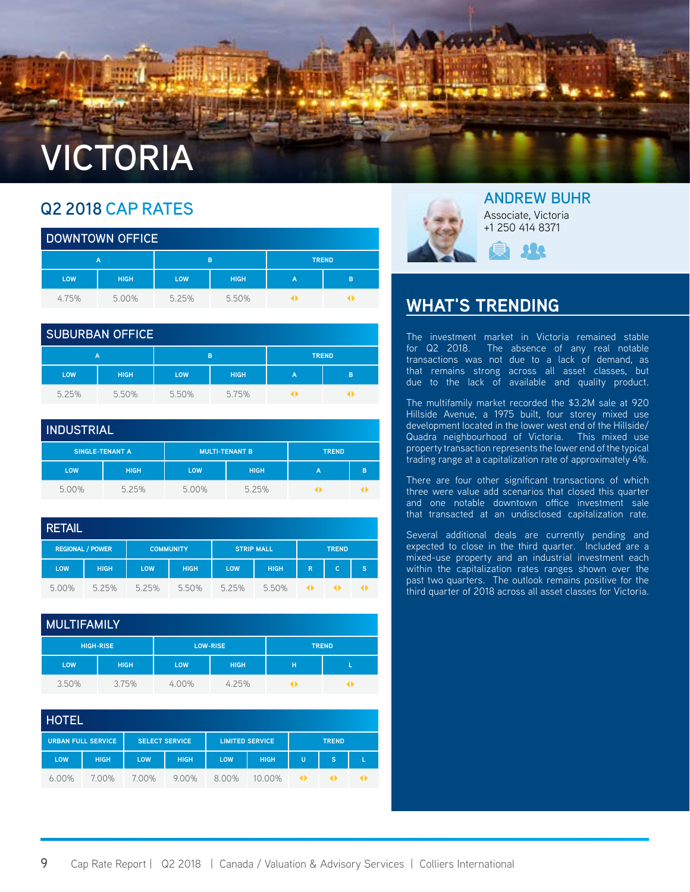# VICTORIA

## Q2 2018 CAP RATES

### DOWNTOWN OFFICE

| A | | B | | TREND | |
|---|---|---|---|---|---|
| LOW | HIGH | LOW | HIGH | A | B |
| 4.75% | 5.00% | 5.25% | 5.50% | ◂▸ | ◂▸ |

### SUBURBAN OFFICE

| A | | B | | TREND | |
|---|---|---|---|---|---|
| LOW | HIGH | LOW | HIGH | A | B |
| 5.25% | 5.50% | 5.50% | 5.75% | ◂▸ | ◂▸ |

### INDUSTRIAL

| SINGLE-TENANT A | | MULTI-TENANT B | | TREND | |
|---|---|---|---|---|---|
| LOW | HIGH | LOW | HIGH | A | B |
| 5.00% | 5.25% | 5.00% | 5.25% | ◂▸ | ◂▸ |

### RETAIL

| REGIONAL / POWER | | COMMUNITY | | STRIP MALL | | TREND | | |
|---|---|---|---|---|---|---|---|---|
| LOW | HIGH | LOW | HIGH | LOW | HIGH | R | C | S |
| 5.00% | 5.25% | 5.25% | 5.50% | 5.25% | 5.50% | ◂▸ | ◂▸ | ◂▸ |

### MULTIFAMILY

| HIGH-RISE | | LOW-RISE | | TREND | |
|---|---|---|---|---|---|
| LOW | HIGH | LOW | HIGH | H | L |
| 3.50% | 3.75% | 4.00% | 4.25% | ◂▸ | ◂▸ |

### HOTEL

| URBAN FULL SERVICE | | SELECT SERVICE | | LIMITED SERVICE | | TREND | | |
|---|---|---|---|---|---|---|---|---|
| LOW | HIGH | LOW | HIGH | LOW | HIGH | U | S | L |
| 6.00% | 7.00% | 7.00% | 9.00% | 8.00% | 10.00% | ◂▸ | ◂▸ | ◂▸ |

**ANDREW BUHR**
Associate, Victoria
+1 250 414 8371

## WHAT'S TRENDING

The investment market in Victoria remained stable for Q2 2018. The absence of any real notable transactions was not due to a lack of demand, as that remains strong across all asset classes, but due to the lack of available and quality product.

The multifamily market recorded the $3.2M sale at 920 Hillside Avenue, a 1975 built, four storey mixed use development located in the lower west end of the Hillside/Quadra neighbourhood of Victoria. This mixed use property transaction represents the lower end of the typical trading range at a capitalization rate of approximately 4%.

There are four other significant transactions of which three were value add scenarios that closed this quarter and one notable downtown office investment sale that transacted at an undisclosed capitalization rate.

Several additional deals are currently pending and expected to close in the third quarter. Included are a mixed-use property and an industrial investment each within the capitalization rates ranges shown over the past two quarters. The outlook remains positive for the third quarter of 2018 across all asset classes for Victoria.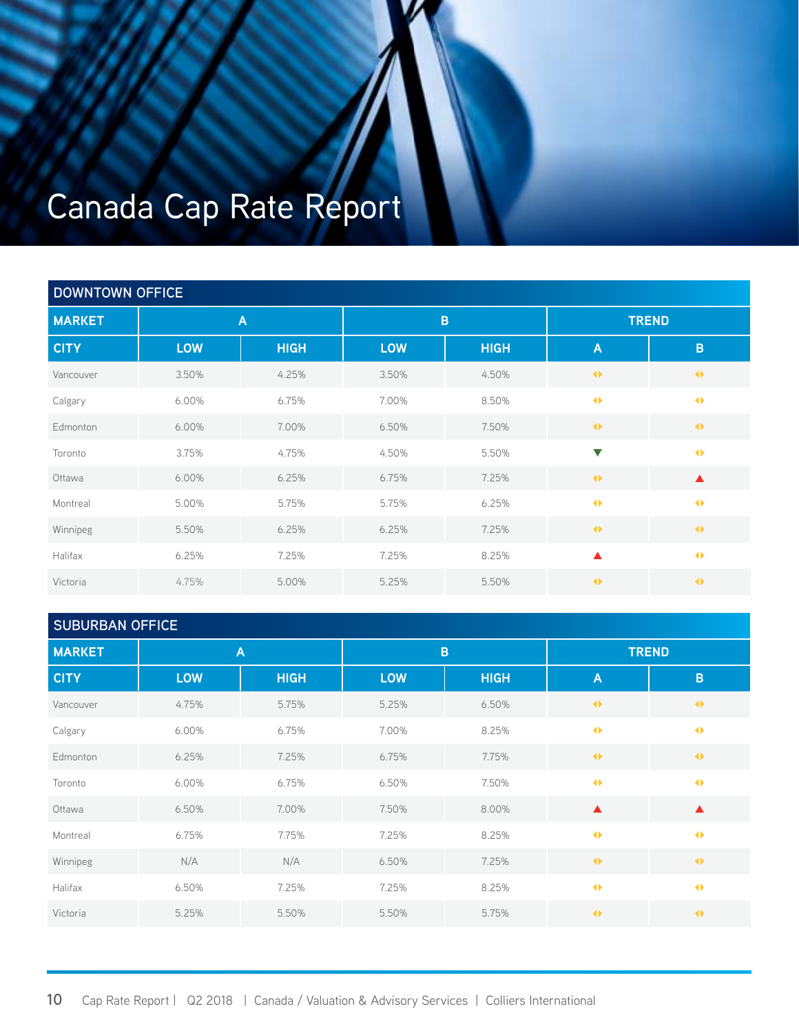# Canada Cap Rate Report

## DOWNTOWN OFFICE

| MARKET | A | | B | | TREND | |
|---|---|---|---|---|---|---|
| CITY | LOW | HIGH | LOW | HIGH | A | B |
| Vancouver | 3.50% | 4.25% | 3.50% | 4.50% | ◆ | ◆ |
| Calgary | 6.00% | 6.75% | 7.00% | 8.50% | ◆ | ◆ |
| Edmonton | 6.00% | 7.00% | 6.50% | 7.50% | ◆ | ◆ |
| Toronto | 3.75% | 4.75% | 4.50% | 5.50% | ▼ | ◆ |
| Ottawa | 6.00% | 6.25% | 6.75% | 7.25% | ◆ | ▲ |
| Montreal | 5.00% | 5.75% | 5.75% | 6.25% | ◆ | ◆ |
| Winnipeg | 5.50% | 6.25% | 6.25% | 7.25% | ◆ | ◆ |
| Halifax | 6.25% | 7.25% | 7.25% | 8.25% | ▲ | ◆ |
| Victoria | 4.75% | 5.00% | 5.25% | 5.50% | ◆ | ◆ |

## SUBURBAN OFFICE

| MARKET | A | | B | | TREND | |
|---|---|---|---|---|---|---|
| CITY | LOW | HIGH | LOW | HIGH | A | B |
| Vancouver | 4.75% | 5.75% | 5.25% | 6.50% | ◆ | ◆ |
| Calgary | 6.00% | 6.75% | 7.00% | 8.25% | ◆ | ◆ |
| Edmonton | 6.25% | 7.25% | 6.75% | 7.75% | ◆ | ◆ |
| Toronto | 6.00% | 6.75% | 6.50% | 7.50% | ◆ | ◆ |
| Ottawa | 6.50% | 7.00% | 7.50% | 8.00% | ▲ | ▲ |
| Montreal | 6.75% | 7.75% | 7.25% | 8.25% | ◆ | ◆ |
| Winnipeg | N/A | N/A | 6.50% | 7.25% | ◆ | ◆ |
| Halifax | 6.50% | 7.25% | 7.25% | 8.25% | ◆ | ◆ |
| Victoria | 5.25% | 5.50% | 5.50% | 5.75% | ◆ | ◆ |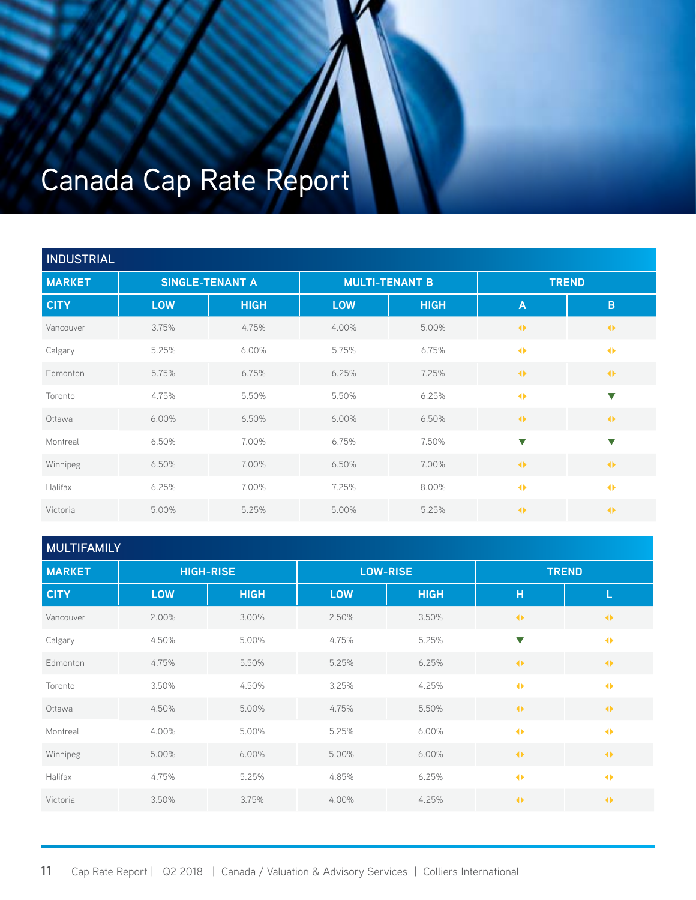# Canada Cap Rate Report

| INDUSTRIAL | | | | | | |
|---|---|---|---|---|---|---|
| MARKET | SINGLE-TENANT A | | MULTI-TENANT B | | TREND | |
| CITY | LOW | HIGH | LOW | HIGH | A | B |
| Vancouver | 3.75% | 4.75% | 4.00% | 5.00% | ◆ | ◆ |
| Calgary | 5.25% | 6.00% | 5.75% | 6.75% | ◆ | ◆ |
| Edmonton | 5.75% | 6.75% | 6.25% | 7.25% | ◆ | ◆ |
| Toronto | 4.75% | 5.50% | 5.50% | 6.25% | ◆ | ▼ |
| Ottawa | 6.00% | 6.50% | 6.00% | 6.50% | ◆ | ◆ |
| Montreal | 6.50% | 7.00% | 6.75% | 7.50% | ▼ | ▼ |
| Winnipeg | 6.50% | 7.00% | 6.50% | 7.00% | ◆ | ◆ |
| Halifax | 6.25% | 7.00% | 7.25% | 8.00% | ◆ | ◆ |
| Victoria | 5.00% | 5.25% | 5.00% | 5.25% | ◆ | ◆ |

| MULTIFAMILY | | | | | | |
|---|---|---|---|---|---|---|
| MARKET | HIGH-RISE | | LOW-RISE | | TREND | |
| CITY | LOW | HIGH | LOW | HIGH | H | L |
| Vancouver | 2.00% | 3.00% | 2.50% | 3.50% | ◆ | ◆ |
| Calgary | 4.50% | 5.00% | 4.75% | 5.25% | ▼ | ◆ |
| Edmonton | 4.75% | 5.50% | 5.25% | 6.25% | ◆ | ◆ |
| Toronto | 3.50% | 4.50% | 3.25% | 4.25% | ◆ | ◆ |
| Ottawa | 4.50% | 5.00% | 4.75% | 5.50% | ◆ | ◆ |
| Montreal | 4.00% | 5.00% | 5.25% | 6.00% | ◆ | ◆ |
| Winnipeg | 5.00% | 6.00% | 5.00% | 6.00% | ◆ | ◆ |
| Halifax | 4.75% | 5.25% | 4.85% | 6.25% | ◆ | ◆ |
| Victoria | 3.50% | 3.75% | 4.00% | 4.25% | ◆ | ◆ |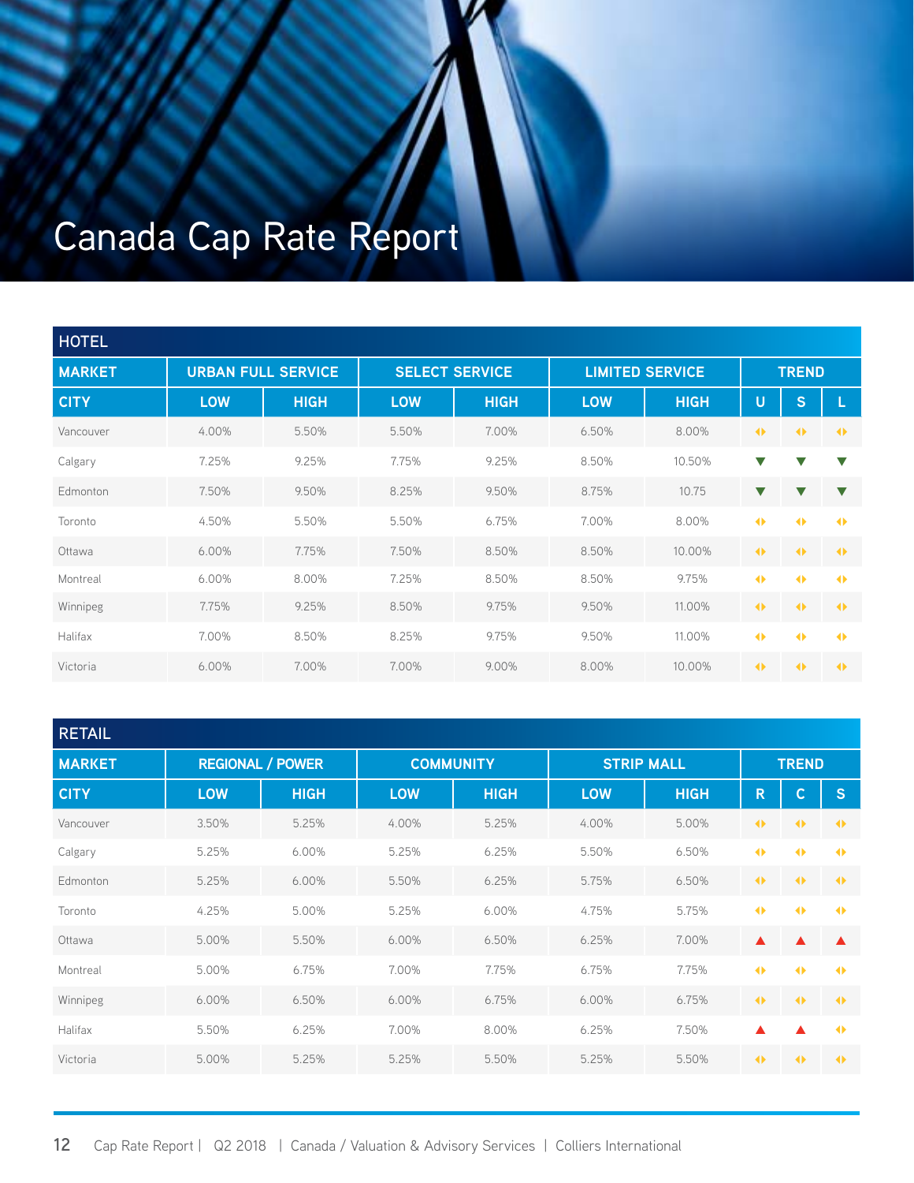# Canada Cap Rate Report

| HOTEL | | | | | | | | | |
|---|---|---|---|---|---|---|---|---|---|
| **MARKET** | **URBAN FULL SERVICE** | | **SELECT SERVICE** | | **LIMITED SERVICE** | | **TREND** | | |
| **CITY** | **LOW** | **HIGH** | **LOW** | **HIGH** | **LOW** | **HIGH** | **U** | **S** | **L** |
| Vancouver | 4.00% | 5.50% | 5.50% | 7.00% | 6.50% | 8.00% | ◂▸ | ◂▸ | ◂▸ |
| Calgary | 7.25% | 9.25% | 7.75% | 9.25% | 8.50% | 10.50% | ▼ | ▼ | ▼ |
| Edmonton | 7.50% | 9.50% | 8.25% | 9.50% | 8.75% | 10.75 | ▼ | ▼ | ▼ |
| Toronto | 4.50% | 5.50% | 5.50% | 6.75% | 7.00% | 8.00% | ◂▸ | ◂▸ | ◂▸ |
| Ottawa | 6.00% | 7.75% | 7.50% | 8.50% | 8.50% | 10.00% | ◂▸ | ◂▸ | ◂▸ |
| Montreal | 6.00% | 8.00% | 7.25% | 8.50% | 8.50% | 9.75% | ◂▸ | ◂▸ | ◂▸ |
| Winnipeg | 7.75% | 9.25% | 8.50% | 9.75% | 9.50% | 11.00% | ◂▸ | ◂▸ | ◂▸ |
| Halifax | 7.00% | 8.50% | 8.25% | 9.75% | 9.50% | 11.00% | ◂▸ | ◂▸ | ◂▸ |
| Victoria | 6.00% | 7.00% | 7.00% | 9.00% | 8.00% | 10.00% | ◂▸ | ◂▸ | ◂▸ |

| RETAIL | | | | | | | | | |
|---|---|---|---|---|---|---|---|---|---|
| **MARKET** | **REGIONAL / POWER** | | **COMMUNITY** | | **STRIP MALL** | | **TREND** | | |
| **CITY** | **LOW** | **HIGH** | **LOW** | **HIGH** | **LOW** | **HIGH** | **R** | **C** | **S** |
| Vancouver | 3.50% | 5.25% | 4.00% | 5.25% | 4.00% | 5.00% | ◂▸ | ◂▸ | ◂▸ |
| Calgary | 5.25% | 6.00% | 5.25% | 6.25% | 5.50% | 6.50% | ◂▸ | ◂▸ | ◂▸ |
| Edmonton | 5.25% | 6.00% | 5.50% | 6.25% | 5.75% | 6.50% | ◂▸ | ◂▸ | ◂▸ |
| Toronto | 4.25% | 5.00% | 5.25% | 6.00% | 4.75% | 5.75% | ◂▸ | ◂▸ | ◂▸ |
| Ottawa | 5.00% | 5.50% | 6.00% | 6.50% | 6.25% | 7.00% | ▲ | ▲ | ▲ |
| Montreal | 5.00% | 6.75% | 7.00% | 7.75% | 6.75% | 7.75% | ◂▸ | ◂▸ | ◂▸ |
| Winnipeg | 6.00% | 6.50% | 6.00% | 6.75% | 6.00% | 6.75% | ◂▸ | ◂▸ | ◂▸ |
| Halifax | 5.50% | 6.25% | 7.00% | 8.00% | 6.25% | 7.50% | ▲ | ▲ | ◂▸ |
| Victoria | 5.00% | 5.25% | 5.25% | 5.50% | 5.25% | 5.50% | ◂▸ | ◂▸ | ◂▸ |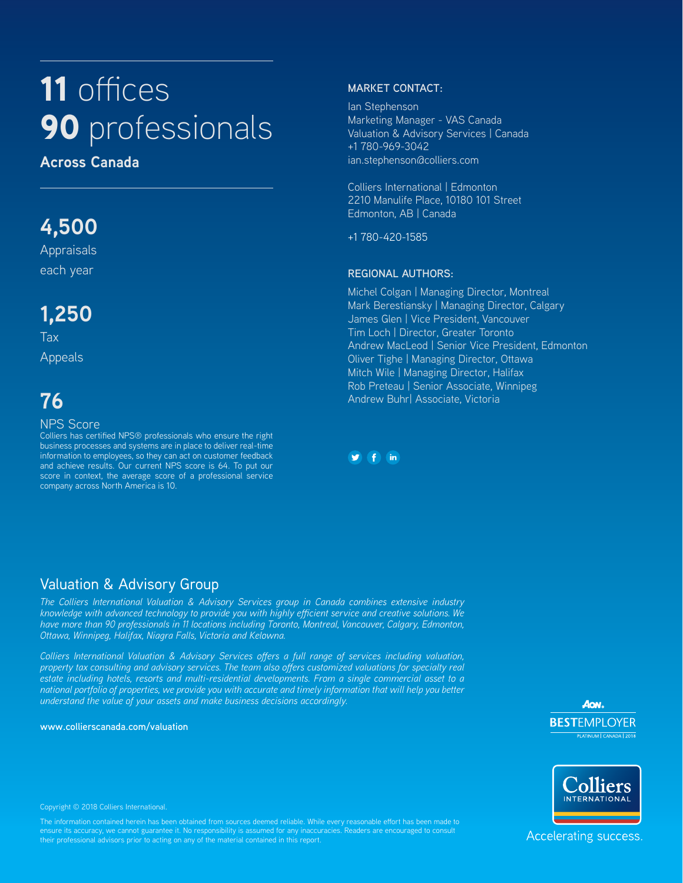# **11** offices
# **90** professionals

**Across Canada**

**4,500**
Appraisals
each year

**1,250**
Tax
Appeals

**76**
NPS Score
Colliers has certified NPS® professionals who ensure the right business processes and systems are in place to deliver real-time information to employees, so they can act on customer feedback and achieve results. Our current NPS score is 64. To put our score in context, the average score of a professional service company across North America is 10.

**MARKET CONTACT:**

Ian Stephenson
Marketing Manager - VAS Canada
Valuation & Advisory Services | Canada
+1 780-969-3042
ian.stephenson@colliers.com

Colliers International | Edmonton
2210 Manulife Place, 10180 101 Street
Edmonton, AB | Canada

+1 780-420-1585

**REGIONAL AUTHORS:**

Michel Colgan | Managing Director, Montreal
Mark Berestiansky | Managing Director, Calgary
James Glen | Vice President, Vancouver
Tim Loch | Director, Greater Toronto
Andrew MacLeod | Senior Vice President, Edmonton
Oliver Tighe | Managing Director, Ottawa
Mitch Wile | Managing Director, Halifax
Rob Preteau | Senior Associate, Winnipeg
Andrew Buhr| Associate, Victoria

## Valuation & Advisory Group

*The Colliers International Valuation & Advisory Services group in Canada combines extensive industry knowledge with advanced technology to provide you with highly efficient service and creative solutions. We have more than 90 professionals in 11 locations including Toronto, Montreal, Vancouver, Calgary, Edmonton, Ottawa, Winnipeg, Halifax, Niagra Falls, Victoria and Kelowna.*

*Colliers International Valuation & Advisory Services offers a full range of services including valuation, property tax consulting and advisory services. The team also offers customized valuations for specialty real estate including hotels, resorts and multi-residential developments. From a single commercial asset to a national portfolio of properties, we provide you with accurate and timely information that will help you better understand the value of your assets and make business decisions accordingly.*

**www.collierscanada.com/valuation**

AON
BESTEMPLOYER
PLATINUM | CANADA | 2018

Colliers
INTERNATIONAL
Accelerating success.

Copyright © 2018 Colliers International.

The information contained herein has been obtained from sources deemed reliable. While every reasonable effort has been made to ensure its accuracy, we cannot guarantee it. No responsibility is assumed for any inaccuracies. Readers are encouraged to consult their professional advisors prior to acting on any of the material contained in this report.